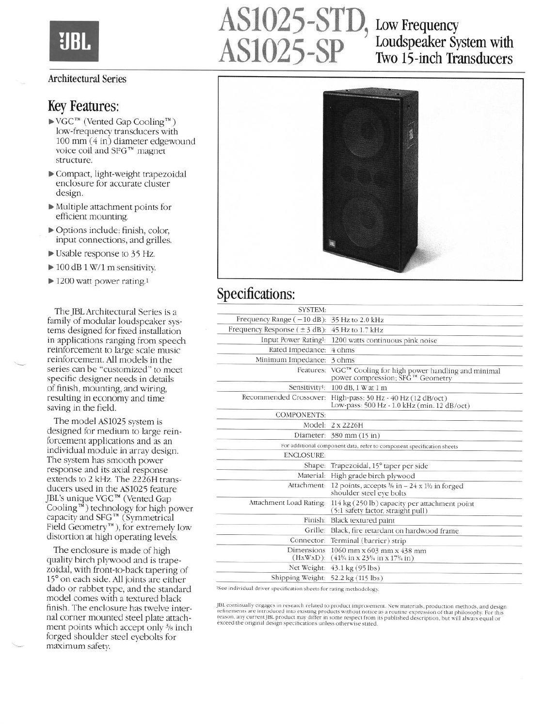# AS1025-STD, AS1025-SP Low Frequency Loudspeaker System with Two 15-inch Transducers

JBL

Architectural Series

## Key Features:

- VGC™ (Vented Gap Cooling™) low-frequency transducers with 100 mm (4 in) diameter edgewound voice coil and SFG™ magnet structure.
- Compact, light-weight trapezoidal enclosure for accurate cluster design.
- Multiple attachment points for efficient mounting.
- Options include: finish, color, input connections, and grilles.
- Usable response to 35 Hz.
- 100 dB 1 W/1 m sensitivity.
- 1200 watt power rating.[1]

The JBL Architectural Series is a family of modular loudspeaker systems designed for fixed installation in applications ranging from speech reinforcement to large scale music reinforcement. All models in the series can be "customized" to meet specific designer needs in details of finish, mounting, and wiring, resulting in economy and time saving in the field.

The model AS1025 system is designed for medium to large reinforcement applications and as an individual module in array design. The system has smooth power response and its axial response extends to 2 kHz. The 2226H transducers used in the AS1025 feature JBL's unique VGC™ (Vented Gap Cooling™) technology for high power capacity and SFG™ (Symmetrical Field Geometry™), for extremely low distortion at high operating levels.

The enclosure is made of high quality birch plywood and is trapezoidal, with front-to-back tapering of 15° on each side. All joints are either dado or rabbet type, and the standard model comes with a textured black finish. The enclosure has twelve internal corner mounted steel plate attachment points which accept only 3/8 inch forged shoulder steel eyebolts for maximum safety.

## Specifications:

| | |
|---|---|
| SYSTEM: | |
| Frequency Range (−10 dB): | 35 Hz to 2.0 kHz |
| Frequency Response (±3 dB): | 45 Hz to 1.7 kHz |
| Input Power Rating[1]: | 1200 watts continuous pink noise |
| Rated Impedance: | 4 ohms |
| Minimum Impedance: | 3 ohms |
| Features: | VGC™ Cooling for high power handling and minimal power compression; SFG™ Geometry |
| Sensitivity[1]: | 100 dB, 1 W at 1 m |
| Recommended Crossover: | High-pass: 30 Hz - 40 Hz (12 dB/oct)<br>Low-pass: 500 Hz - 1.0 kHz (min. 12 dB/oct) |
| COMPONENTS: | |
| Model: | 2 x 2226H |
| Diameter: | 380 mm (15 in) |
| For additional component data, refer to component specification sheets | |
| ENCLOSURE: | |
| Shape: | Trapezoidal, 15° taper per side |
| Material: | High grade birch plywood |
| Attachment: | 12 points, accepts 3/8 in – 24 x 1½ in forged shoulder steel eye bolts |
| Attachment Load Rating: | 114 kg (250 lb) capacity per attachment point (5:1 safety factor, straight pull) |
| Finish: | Black textured paint |
| Grille: | Black, fire retardant on hardwood frame |
| Connector: | Terminal (barrier) strip |
| Dimensions (HxWxD): | 1060 mm x 603 mm x 438 mm (41¾ in x 23¾ in x 17¼ in) |
| Net Weight: | 43.1 kg (95 lbs) |
| Shipping Weight: | 52.2 kg (115 lbs) |

[1]See individual driver specification sheets for rating methodology.

JBL continually engages in research related to product improvement. New materials, production methods, and design refinements are introduced into existing products without notice as a routine expression of that philosophy. For this reason, any current JBL product may differ in some respect from its published description, but will always equal or exceed the original design specifications unless otherwise stated.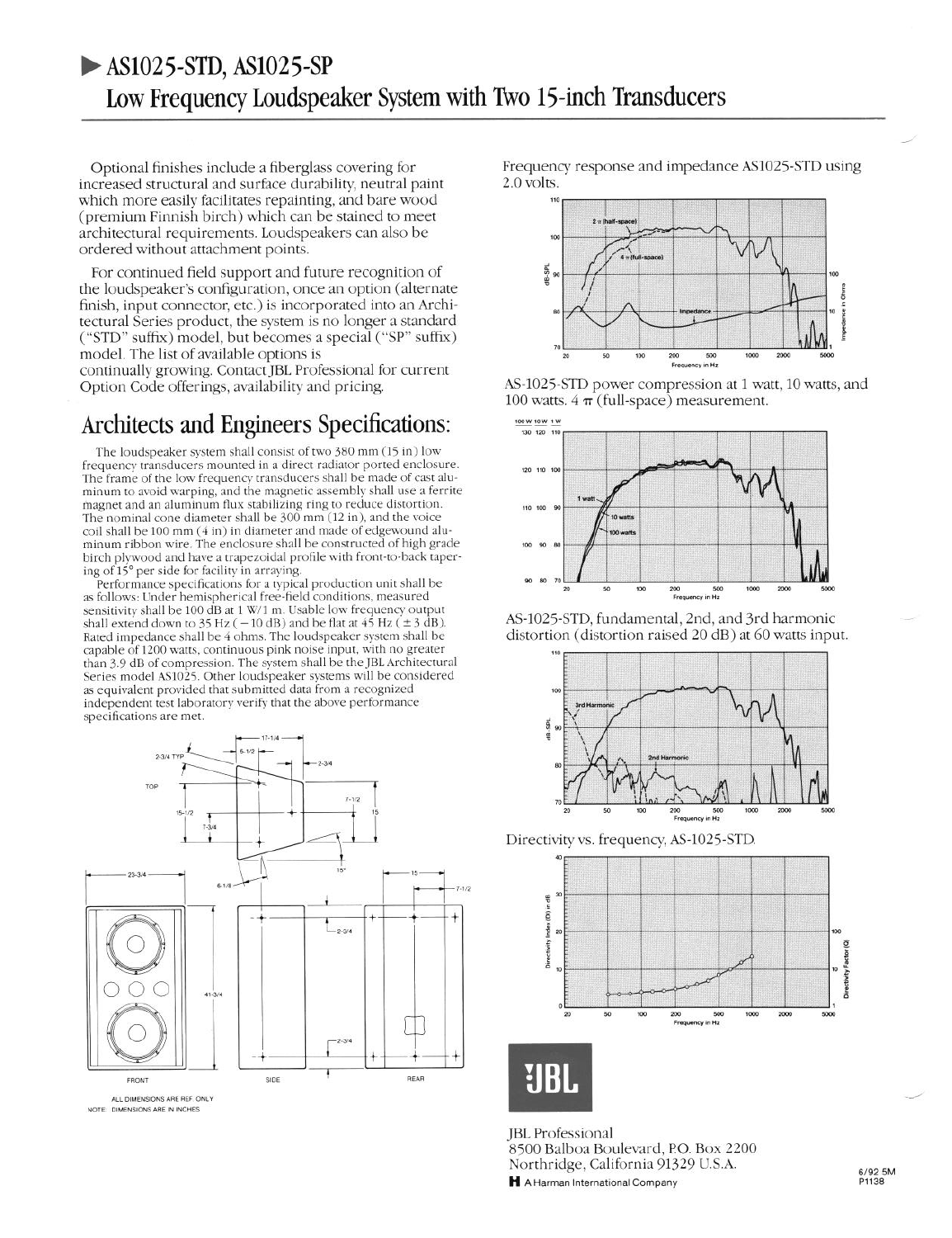# ▶ AS1025-STD, AS1025-SP

## Low Frequency Loudspeaker System with Two 15-inch Transducers

Optional finishes include a fiberglass covering for increased structural and surface durability, neutral paint which more easily facilitates repainting, and bare wood (premium Finnish birch) which can be stained to meet architectural requirements. Loudspeakers can also be ordered without attachment points.

For continued field support and future recognition of the loudspeaker's configuration, once an option (alternate finish, input connector, etc.) is incorporated into an Architectural Series product, the system is no longer a standard ("STD" suffix) model, but becomes a special ("SP" suffix) model. The list of available options is continually growing. Contact JBL Professional for current Option Code offerings, availability and pricing.

## Architects and Engineers Specifications:

The loudspeaker system shall consist of two 380 mm (15 in) low frequency transducers mounted in a direct radiator ported enclosure. The frame of the low frequency transducers shall be made of cast aluminum to avoid warping, and the magnetic assembly shall use a ferrite magnet and an aluminum flux stabilizing ring to reduce distortion. The nominal cone diameter shall be 300 mm (12 in), and the voice coil shall be 100 mm (4 in) in diameter and made of edgewound aluminum ribbon wire. The enclosure shall be constructed of high grade birch plywood and have a trapezoidal profile with front-to-back tapering of 15° per side for facility in arraying.

Performance specifications for a typical production unit shall be as follows: Under hemispherical free-field conditions, measured sensitivity shall be 100 dB at 1 W/1 m. Usable low frequency output shall extend down to 35 Hz (−10 dB) and be flat at 45 Hz (±3 dB). Rated impedance shall be 4 ohms. The loudspeaker system shall be capable of 1200 watts, continuous pink noise input, with no greater than 3.9 dB of compression. The system shall be the JBL Architectural Series model AS1025. Other loudspeaker systems will be considered as equivalent provided that submitted data from a recognized independent test laboratory verify that the above performance specifications are met.

17-1/4
5-1/2
2-3/4 TYP
2-3/4
TOP
7-1/2
15-1/2
15
7-3/4
15°
6-1/8
23-3/4
15
7-1/2
2-3/4
41-3/4
2-3/4
FRONT
SIDE
REAR

ALL DIMENSIONS ARE REF. ONLY
NOTE: DIMENSIONS ARE IN INCHES

Frequency response and impedance AS1025-STD using 2.0 volts.

dB-SPL
2π (half-space)
4π (full-space)
Impedance
Impedance in Ohms
Frequency in Hz

AS-1025-STD power compression at 1 watt, 10 watts, and 100 watts. 4 π (full-space) measurement.

100 W 10 W 1 W
1 watt
10 watts
100 watts
Frequency in Hz

AS-1025-STD, fundamental, 2nd, and 3rd harmonic distortion (distortion raised 20 dB) at 60 watts input.

dB-SPL
3rd Harmonic
2nd Harmonic
Frequency in Hz

Directivity vs. frequency, AS-1025-STD.

Directivity Index (DI) in dB
Directivity Factor (Q)
Frequency in Hz

JBL

JBL Professional
8500 Balboa Boulevard, P.O. Box 2200
Northridge, California 91329 U.S.A.
H A Harman International Company

6/92 5M
P1138